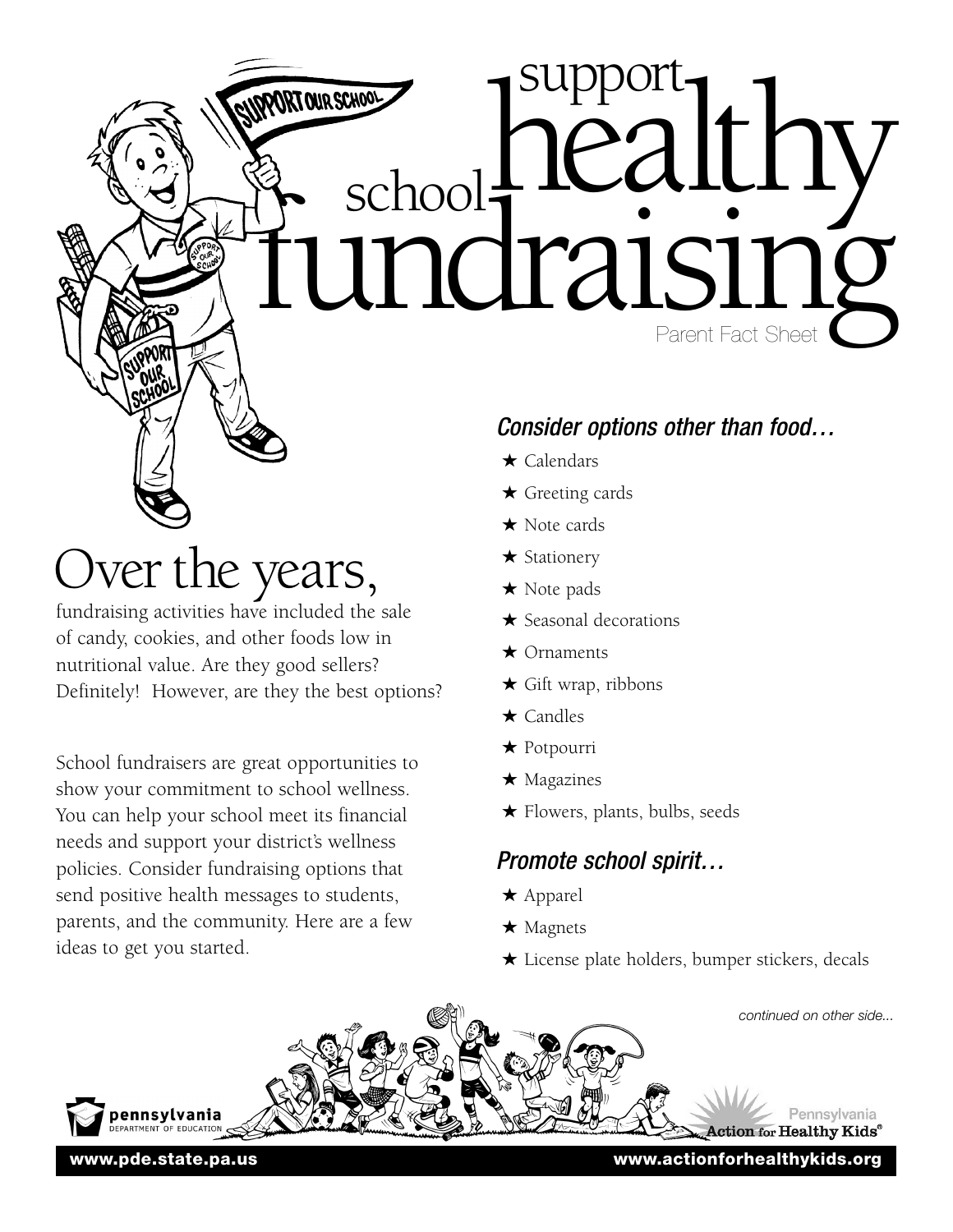# support healthy school fundraising

Parent Fact Sheet

## Over the years,

fundraising activities have included the sale of candy, cookies, and other foods low in nutritional value. Are they good sellers? Definitely! However, are they the best options?

School fundraisers are great opportunities to show your commitment to school wellness. You can help your school meet its financial needs and support your district's wellness policies. Consider fundraising options that send positive health messages to students, parents, and the community. Here are a few ideas to get you started.

### *Consider options other than food…*

- ★ Calendars
- ★ Greeting cards
- ★ Note cards
- ★ Stationery
- ★ Note pads
- ★ Seasonal decorations
- ★ Ornaments
- ★ Gift wrap, ribbons
- ★ Candles
- ★ Potpourri
- ★ Magazines
- ★ Flowers, plants, bulbs, seeds

### *Promote school spirit…*

- ★ Apparel
- ★ Magnets
- ★ License plate holders, bumper stickers, decals

*continued on other side...*

pennsylvania DEPARTMENT OF EDUCATION

Pennsylvania Action for Healthy Kids®

www.pde.state.pa.us

www.actionforhealthykids.org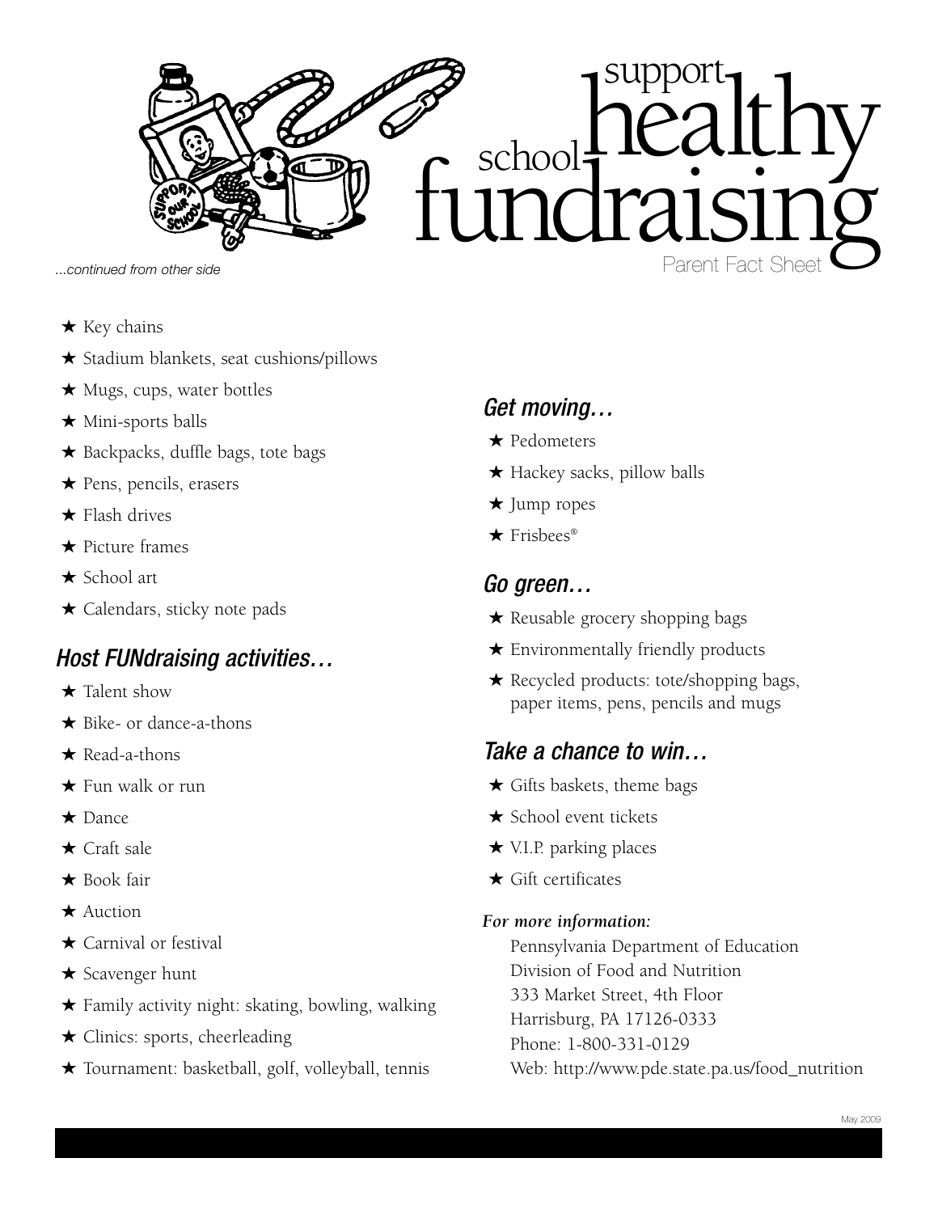# support healthy school fundraising

Parent Fact Sheet

*...continued from other side*

- ★ Key chains
- ★ Stadium blankets, seat cushions/pillows
- ★ Mugs, cups, water bottles
- ★ Mini-sports balls
- ★ Backpacks, duffle bags, tote bags
- ★ Pens, pencils, erasers
- ★ Flash drives
- ★ Picture frames
- ★ School art
- ★ Calendars, sticky note pads

## *Host FUNdraising activities…*

- ★ Talent show
- ★ Bike- or dance-a-thons
- ★ Read-a-thons
- ★ Fun walk or run
- ★ Dance
- ★ Craft sale
- ★ Book fair
- ★ Auction
- ★ Carnival or festival
- ★ Scavenger hunt
- ★ Family activity night: skating, bowling, walking
- ★ Clinics: sports, cheerleading
- ★ Tournament: basketball, golf, volleyball, tennis

## *Get moving…*

- ★ Pedometers
- ★ Hackey sacks, pillow balls
- ★ Jump ropes
- ★ Frisbees®

## *Go green…*

- ★ Reusable grocery shopping bags
- ★ Environmentally friendly products
- ★ Recycled products: tote/shopping bags, paper items, pens, pencils and mugs

## *Take a chance to win…*

- ★ Gifts baskets, theme bags
- ★ School event tickets
- ★ V.I.P. parking places
- ★ Gift certificates

***For more information:***

Pennsylvania Department of Education
Division of Food and Nutrition
333 Market Street, 4th Floor
Harrisburg, PA 17126-0333
Phone: 1-800-331-0129
Web: http://www.pde.state.pa.us/food_nutrition

May 2009